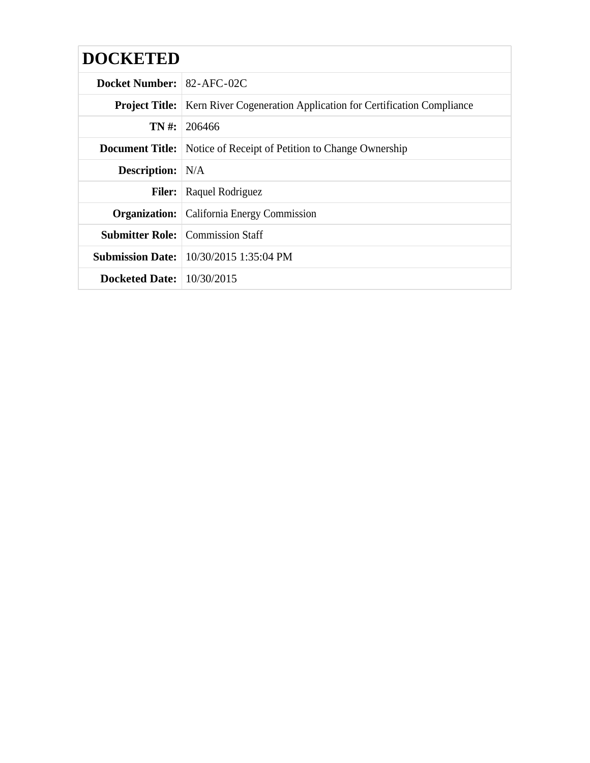# DOCKETED

| | |
|---|---|
| **Docket Number:** | 82-AFC-02C |
| **Project Title:** | Kern River Cogeneration Application for Certification Compliance |
| **TN #:** | 206466 |
| **Document Title:** | Notice of Receipt of Petition to Change Ownership |
| **Description:** | N/A |
| **Filer:** | Raquel Rodriguez |
| **Organization:** | California Energy Commission |
| **Submitter Role:** | Commission Staff |
| **Submission Date:** | 10/30/2015 1:35:04 PM |
| **Docketed Date:** | 10/30/2015 |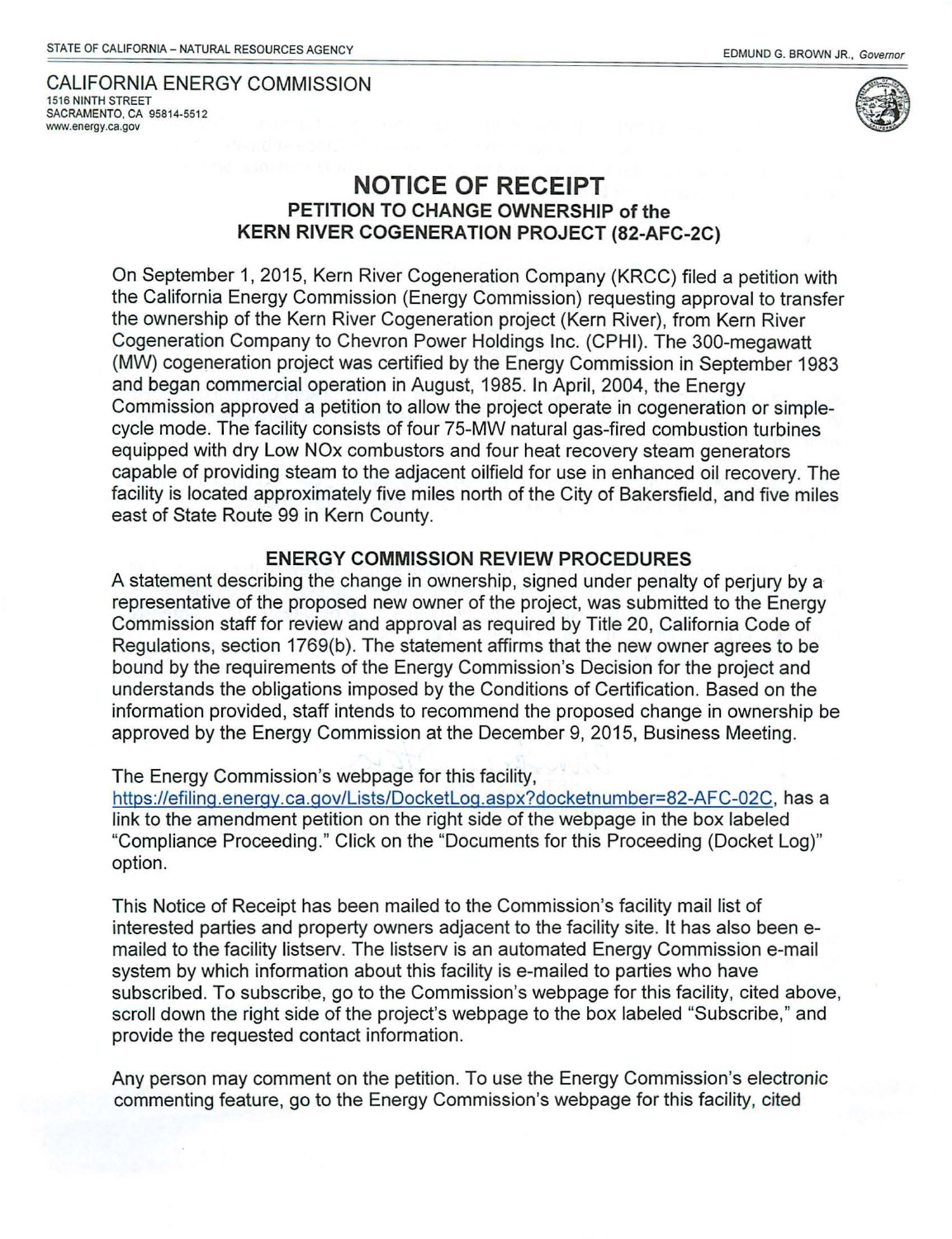STATE OF CALIFORNIA – NATURAL RESOURCES AGENCY

EDMUND G. BROWN JR., *Governor*

CALIFORNIA ENERGY COMMISSION
1516 NINTH STREET
SACRAMENTO, CA 95814-5512
www.energy.ca.gov

# NOTICE OF RECEIPT

## PETITION TO CHANGE OWNERSHIP of the KERN RIVER COGENERATION PROJECT (82-AFC-2C)

On September 1, 2015, Kern River Cogeneration Company (KRCC) filed a petition with the California Energy Commission (Energy Commission) requesting approval to transfer the ownership of the Kern River Cogeneration project (Kern River), from Kern River Cogeneration Company to Chevron Power Holdings Inc. (CPHI). The 300-megawatt (MW) cogeneration project was certified by the Energy Commission in September 1983 and began commercial operation in August, 1985. In April, 2004, the Energy Commission approved a petition to allow the project operate in cogeneration or simple-cycle mode. The facility consists of four 75-MW natural gas-fired combustion turbines equipped with dry Low NOx combustors and four heat recovery steam generators capable of providing steam to the adjacent oilfield for use in enhanced oil recovery. The facility is located approximately five miles north of the City of Bakersfield, and five miles east of State Route 99 in Kern County.

### ENERGY COMMISSION REVIEW PROCEDURES

A statement describing the change in ownership, signed under penalty of perjury by a representative of the proposed new owner of the project, was submitted to the Energy Commission staff for review and approval as required by Title 20, California Code of Regulations, section 1769(b). The statement affirms that the new owner agrees to be bound by the requirements of the Energy Commission's Decision for the project and understands the obligations imposed by the Conditions of Certification. Based on the information provided, staff intends to recommend the proposed change in ownership be approved by the Energy Commission at the December 9, 2015, Business Meeting.

The Energy Commission's webpage for this facility, https://efiling.energy.ca.gov/Lists/DocketLog.aspx?docketnumber=82-AFC-02C, has a link to the amendment petition on the right side of the webpage in the box labeled "Compliance Proceeding." Click on the "Documents for this Proceeding (Docket Log)" option.

This Notice of Receipt has been mailed to the Commission's facility mail list of interested parties and property owners adjacent to the facility site. It has also been e-mailed to the facility listserv. The listserv is an automated Energy Commission e-mail system by which information about this facility is e-mailed to parties who have subscribed. To subscribe, go to the Commission's webpage for this facility, cited above, scroll down the right side of the project's webpage to the box labeled "Subscribe," and provide the requested contact information.

Any person may comment on the petition. To use the Energy Commission's electronic commenting feature, go to the Energy Commission's webpage for this facility, cited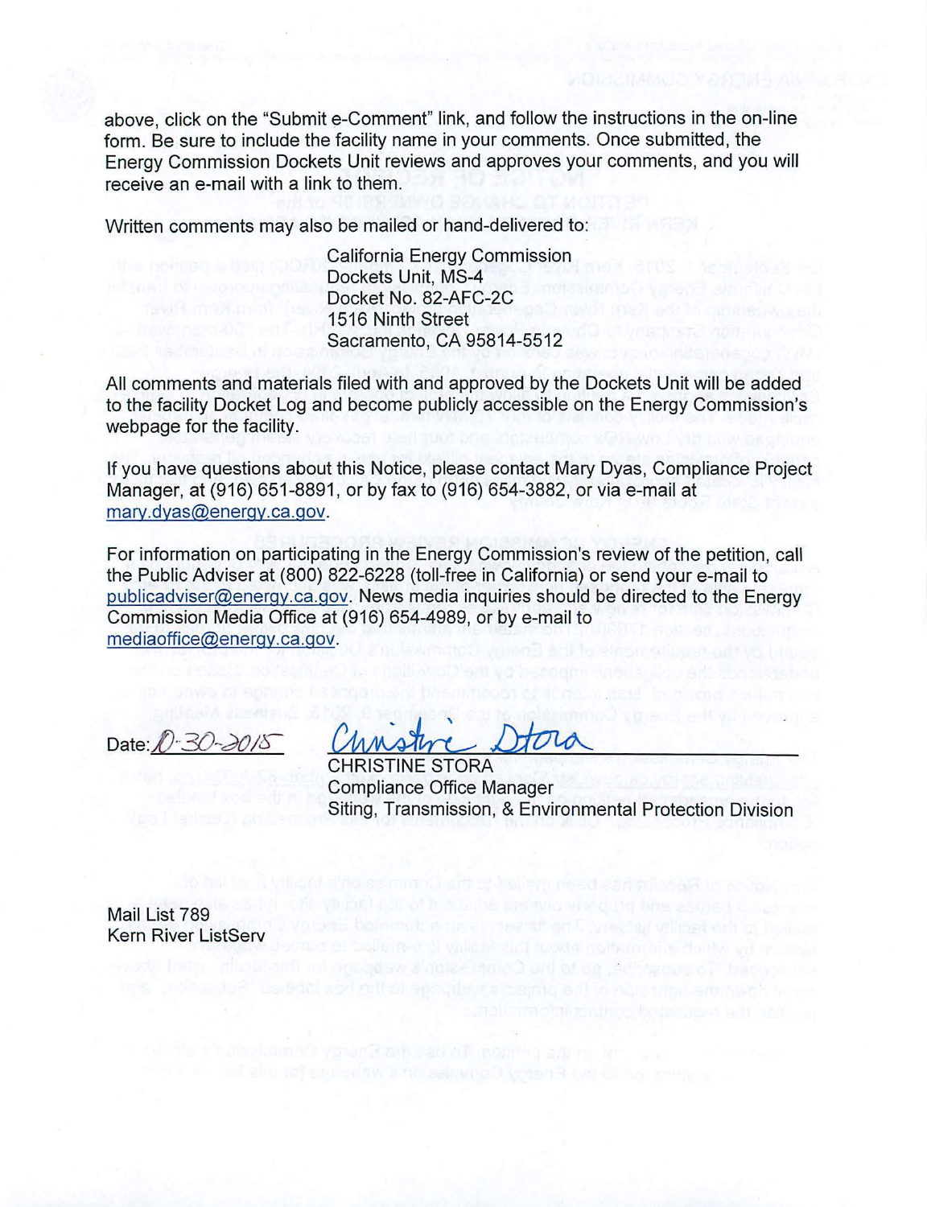above, click on the "Submit e-Comment" link, and follow the instructions in the on-line form. Be sure to include the facility name in your comments. Once submitted, the Energy Commission Dockets Unit reviews and approves your comments, and you will receive an e-mail with a link to them.

Written comments may also be mailed or hand-delivered to:

California Energy Commission
Dockets Unit, MS-4
Docket No. 82-AFC-2C
1516 Ninth Street
Sacramento, CA 95814-5512

All comments and materials filed with and approved by the Dockets Unit will be added to the facility Docket Log and become publicly accessible on the Energy Commission's webpage for the facility.

If you have questions about this Notice, please contact Mary Dyas, Compliance Project Manager, at (916) 651-8891, or by fax to (916) 654-3882, or via e-mail at mary.dyas@energy.ca.gov.

For information on participating in the Energy Commission's review of the petition, call the Public Adviser at (800) 822-6228 (toll-free in California) or send your e-mail to publicadviser@energy.ca.gov. News media inquiries should be directed to the Energy Commission Media Office at (916) 654-4989, or by e-mail to mediaoffice@energy.ca.gov.

Date: 10-30-2015

Christine Stora

CHRISTINE STORA
Compliance Office Manager
Siting, Transmission, & Environmental Protection Division

Mail List 789
Kern River ListServ